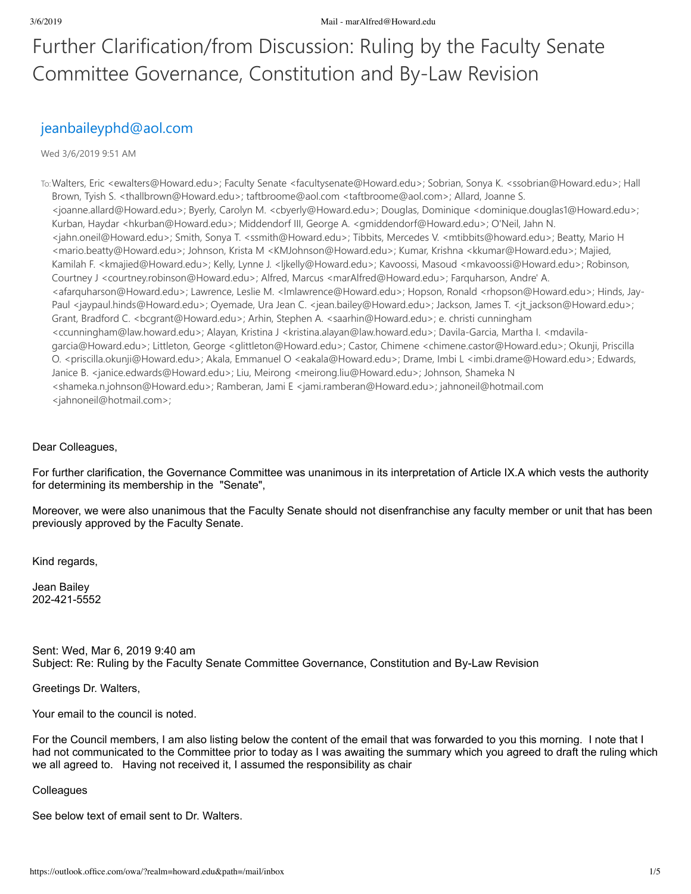# Further Clarification/from Discussion: Ruling by the Faculty Senate Committee Governance, Constitution and By-Law Revision

## jeanbaileyphd@aol.com

Wed 3/6/2019 9:51 AM

To: Walters, Eric <ewalters@Howard.edu>; Faculty Senate <facultysenate@Howard.edu>; Sobrian, Sonya K. <ssobrian@Howard.edu>; Hall Brown, Tyish S. <thallbrown@Howard.edu>; taftbroome@aol.com <taftbroome@aol.com>; Allard, Joanne S. <joanne.allard@Howard.edu>; Byerly, Carolyn M. <cbyerly@Howard.edu>; Douglas, Dominique <dominique.douglas1@Howard.edu>; Kurban, Haydar <hkurban@Howard.edu>; Middendorf III, George A. <gmiddendorf@Howard.edu>; O'Neil, Jahn N. <jahn.oneil@Howard.edu>; Smith, Sonya T. <ssmith@Howard.edu>; Tibbits, Mercedes V. <mtibbits@howard.edu>; Beatty, Mario H <mario.beatty@Howard.edu>; Johnson, Krista M <KMJohnson@Howard.edu>; Kumar, Krishna <kkumar@Howard.edu>; Majied, Kamilah F. <kmajied@Howard.edu>; Kelly, Lynne J. <ljkelly@Howard.edu>; Kavoossi, Masoud <mkavoossi@Howard.edu>; Robinson, Courtney J <courtney.robinson@Howard.edu>; Alfred, Marcus <marAlfred@Howard.edu>; Farquharson, Andre' A. <afarquharson@Howard.edu>; Lawrence, Leslie M. <lmlawrence@Howard.edu>; Hopson, Ronald <rhopson@Howard.edu>; Hinds, Jay-Paul <jaypaul.hinds@Howard.edu>; Oyemade, Ura Jean C. <jean.bailey@Howard.edu>; Jackson, James T. <jt_jackson@Howard.edu>; Grant, Bradford C. <bcgrant@Howard.edu>; Arhin, Stephen A. <saarhin@Howard.edu>; e. christi cunningham <ccunningham@law.howard.edu>; Alayan, Kristina J <kristina.alayan@law.howard.edu>; Davila-Garcia, Martha I. <mdavila-garcia@Howard.edu>; Littleton, George <glittleton@Howard.edu>; Castor, Chimene <chimene.castor@Howard.edu>; Okunji, Priscilla O. <priscilla.okunji@Howard.edu>; Akala, Emmanuel O <eakala@Howard.edu>; Drame, Imbi L <imbi.drame@Howard.edu>; Edwards, Janice B. <janice.edwards@Howard.edu>; Liu, Meirong <meirong.liu@Howard.edu>; Johnson, Shameka N <shameka.n.johnson@Howard.edu>; Ramberan, Jami E <jami.ramberan@Howard.edu>; jahnoneil@hotmail.com <jahnoneil@hotmail.com>;

Dear Colleagues,

For further clarification, the Governance Committee was unanimous in its interpretation of Article IX.A which vests the authority for determining its membership in the "Senate",

Moreover, we were also unanimous that the Faculty Senate should not disenfranchise any faculty member or unit that has been previously approved by the Faculty Senate.

Kind regards,

Jean Bailey
202-421-5552

Sent: Wed, Mar 6, 2019 9:40 am
Subject: Re: Ruling by the Faculty Senate Committee Governance, Constitution and By-Law Revision

Greetings Dr. Walters,

Your email to the council is noted.

For the Council members, I am also listing below the content of the email that was forwarded to you this morning. I note that I had not communicated to the Committee prior to today as I was awaiting the summary which you agreed to draft the ruling which we all agreed to. Having not received it, I assumed the responsibility as chair

Colleagues

See below text of email sent to Dr. Walters.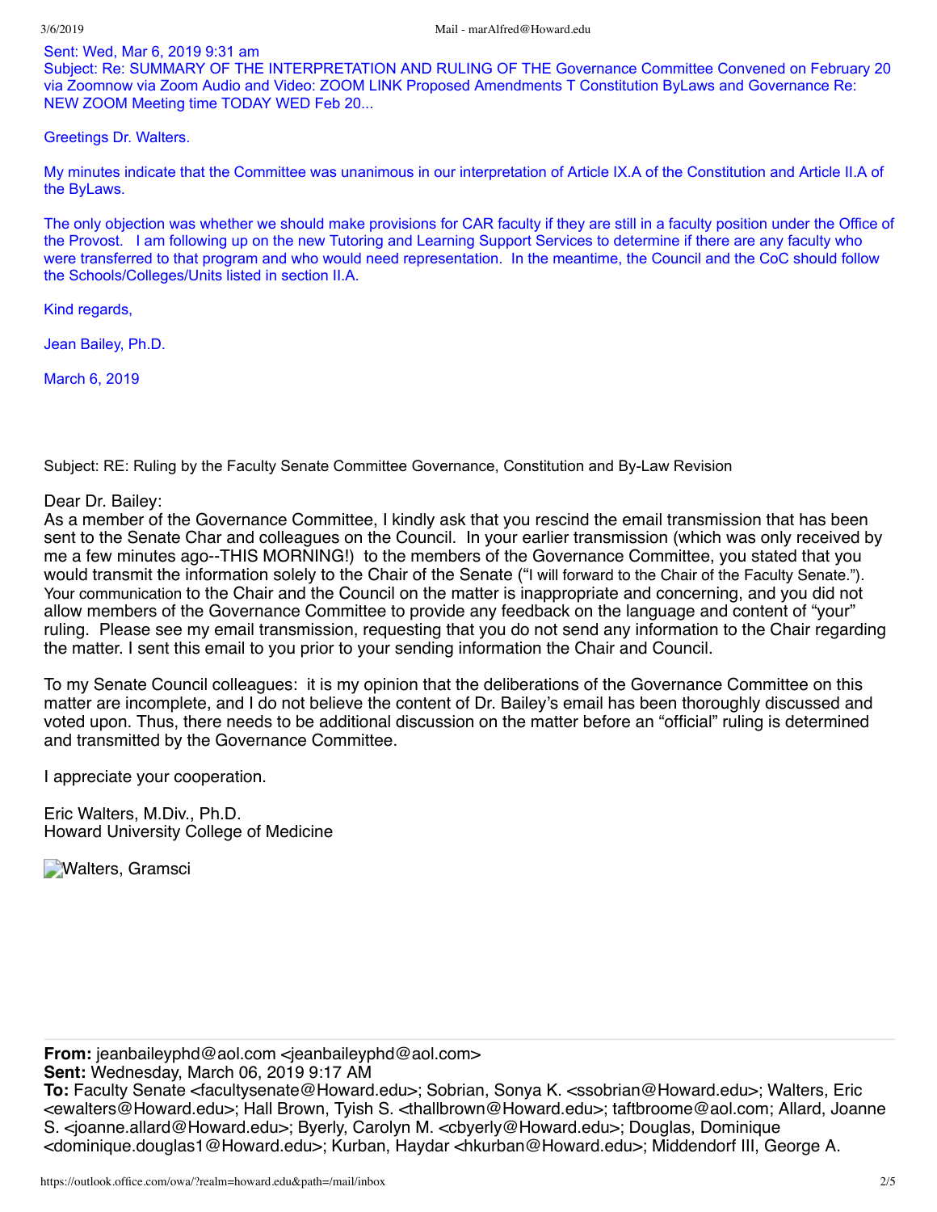Sent: Wed, Mar 6, 2019 9:31 am
Subject: Re: SUMMARY OF THE INTERPRETATION AND RULING OF THE Governance Committee Convened on February 20 via Zoomnow via Zoom Audio and Video: ZOOM LINK Proposed Amendments T Constitution ByLaws and Governance Re: NEW ZOOM Meeting time TODAY WED Feb 20...

Greetings Dr. Walters.

My minutes indicate that the Committee was unanimous in our interpretation of Article IX.A of the Constitution and Article II.A of the ByLaws.

The only objection was whether we should make provisions for CAR faculty if they are still in a faculty position under the Office of the Provost. I am following up on the new Tutoring and Learning Support Services to determine if there are any faculty who were transferred to that program and who would need representation. In the meantime, the Council and the CoC should follow the Schools/Colleges/Units listed in section II.A.

Kind regards,

Jean Bailey, Ph.D.

March 6, 2019

Subject: RE: Ruling by the Faculty Senate Committee Governance, Constitution and By-Law Revision

Dear Dr. Bailey:
As a member of the Governance Committee, I kindly ask that you rescind the email transmission that has been sent to the Senate Char and colleagues on the Council. In your earlier transmission (which was only received by me a few minutes ago--THIS MORNING!) to the members of the Governance Committee, you stated that you would transmit the information solely to the Chair of the Senate ("I will forward to the Chair of the Faculty Senate."). Your communication to the Chair and the Council on the matter is inappropriate and concerning, and you did not allow members of the Governance Committee to provide any feedback on the language and content of "your" ruling. Please see my email transmission, requesting that you do not send any information to the Chair regarding the matter. I sent this email to you prior to your sending information the Chair and Council.

To my Senate Council colleagues: it is my opinion that the deliberations of the Governance Committee on this matter are incomplete, and I do not believe the content of Dr. Bailey's email has been thoroughly discussed and voted upon. Thus, there needs to be additional discussion on the matter before an "official" ruling is determined and transmitted by the Governance Committee.

I appreciate your cooperation.

Eric Walters, M.Div., Ph.D.
Howard University College of Medicine

Walters, Gramsci

---

**From:** jeanbaileyphd@aol.com <jeanbaileyphd@aol.com>
**Sent:** Wednesday, March 06, 2019 9:17 AM
**To:** Faculty Senate <facultysenate@Howard.edu>; Sobrian, Sonya K. <ssobrian@Howard.edu>; Walters, Eric <ewalters@Howard.edu>; Hall Brown, Tyish S. <thallbrown@Howard.edu>; taftbroome@aol.com; Allard, Joanne S. <joanne.allard@Howard.edu>; Byerly, Carolyn M. <cbyerly@Howard.edu>; Douglas, Dominique <dominique.douglas1@Howard.edu>; Kurban, Haydar <hkurban@Howard.edu>; Middendorf III, George A.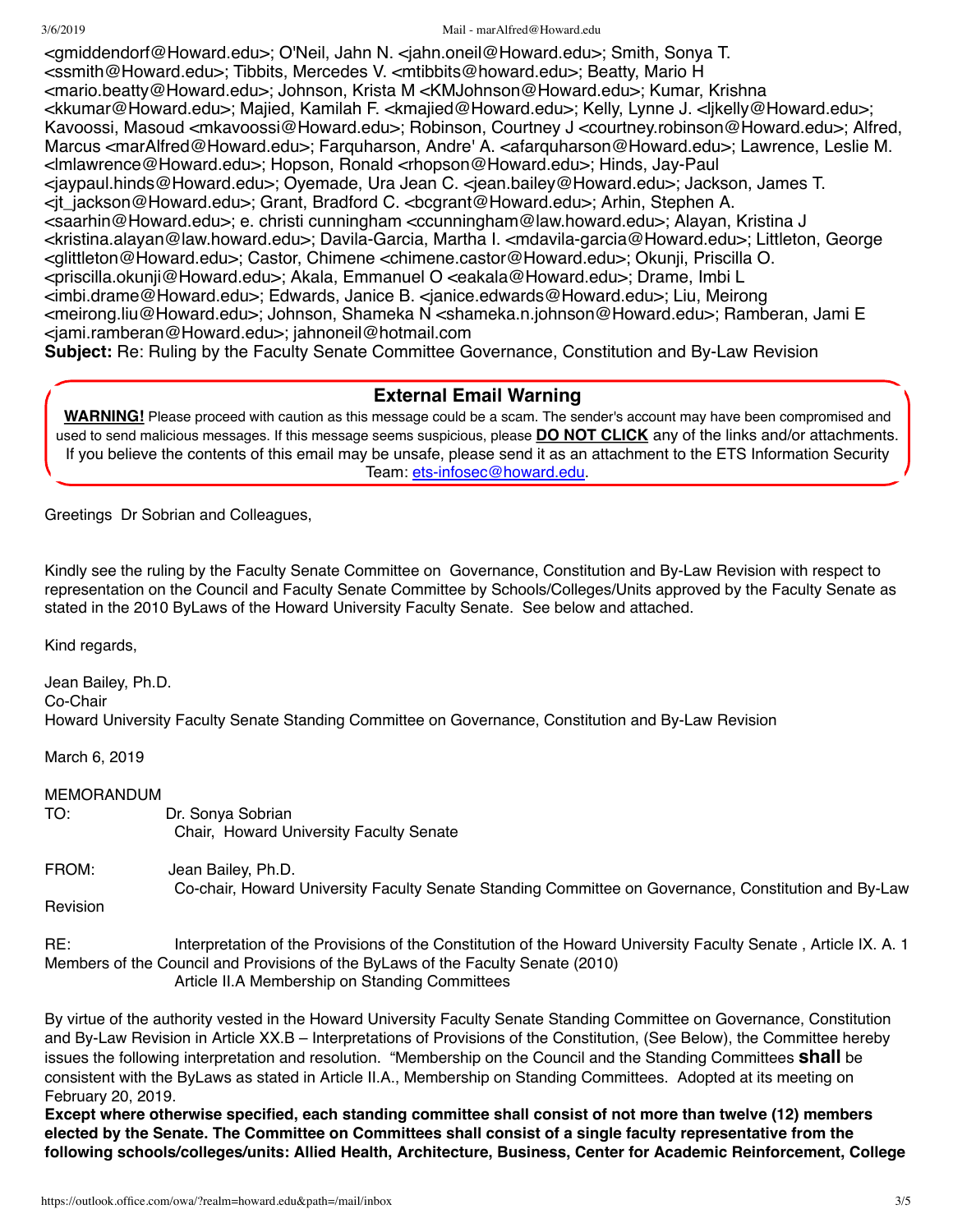<gmiddendorf@Howard.edu>; O'Neil, Jahn N. <jahn.oneil@Howard.edu>; Smith, Sonya T. <ssmith@Howard.edu>; Tibbits, Mercedes V. <mtibbits@howard.edu>; Beatty, Mario H <mario.beatty@Howard.edu>; Johnson, Krista M <KMJohnson@Howard.edu>; Kumar, Krishna <kkumar@Howard.edu>; Majied, Kamilah F. <kmajied@Howard.edu>; Kelly, Lynne J. <ljkelly@Howard.edu>; Kavoossi, Masoud <mkavoossi@Howard.edu>; Robinson, Courtney J <courtney.robinson@Howard.edu>; Alfred, Marcus <marAlfred@Howard.edu>; Farquharson, Andre' A. <afarquharson@Howard.edu>; Lawrence, Leslie M. <lmlawrence@Howard.edu>; Hopson, Ronald <rhopson@Howard.edu>; Hinds, Jay-Paul <jaypaul.hinds@Howard.edu>; Oyemade, Ura Jean C. <jean.bailey@Howard.edu>; Jackson, James T. <jt_jackson@Howard.edu>; Grant, Bradford C. <bcgrant@Howard.edu>; Arhin, Stephen A. <saarhin@Howard.edu>; e. christi cunningham <ccunningham@law.howard.edu>; Alayan, Kristina J <kristina.alayan@law.howard.edu>; Davila-Garcia, Martha I. <mdavila-garcia@Howard.edu>; Littleton, George <glittleton@Howard.edu>; Castor, Chimene <chimene.castor@Howard.edu>; Okunji, Priscilla O. <priscilla.okunji@Howard.edu>; Akala, Emmanuel O <eakala@Howard.edu>; Drame, Imbi L <imbi.drame@Howard.edu>; Edwards, Janice B. <janice.edwards@Howard.edu>; Liu, Meirong <meirong.liu@Howard.edu>; Johnson, Shameka N <shameka.n.johnson@Howard.edu>; Ramberan, Jami E <jami.ramberan@Howard.edu>; jahnoneil@hotmail.com

**Subject:** Re: Ruling by the Faculty Senate Committee Governance, Constitution and By-Law Revision

**External Email Warning**

**WARNING!** Please proceed with caution as this message could be a scam. The sender's account may have been compromised and used to send malicious messages. If this message seems suspicious, please **DO NOT CLICK** any of the links and/or attachments. If you believe the contents of this email may be unsafe, please send it as an attachment to the ETS Information Security Team: ets-infosec@howard.edu.

Greetings Dr Sobrian and Colleagues,

Kindly see the ruling by the Faculty Senate Committee on Governance, Constitution and By-Law Revision with respect to representation on the Council and Faculty Senate Committee by Schools/Colleges/Units approved by the Faculty Senate as stated in the 2010 ByLaws of the Howard University Faculty Senate. See below and attached.

Kind regards,

Jean Bailey, Ph.D.
Co-Chair
Howard University Faculty Senate Standing Committee on Governance, Constitution and By-Law Revision

March 6, 2019

MEMORANDUM

TO: Dr. Sonya Sobrian
Chair, Howard University Faculty Senate

FROM: Jean Bailey, Ph.D.
Co-chair, Howard University Faculty Senate Standing Committee on Governance, Constitution and By-Law Revision

RE: Interpretation of the Provisions of the Constitution of the Howard University Faculty Senate , Article IX. A. 1 Members of the Council and Provisions of the ByLaws of the Faculty Senate (2010)
Article II.A Membership on Standing Committees

By virtue of the authority vested in the Howard University Faculty Senate Standing Committee on Governance, Constitution and By-Law Revision in Article XX.B – Interpretations of Provisions of the Constitution, (See Below), the Committee hereby issues the following interpretation and resolution. "Membership on the Council and the Standing Committees **shall** be consistent with the ByLaws as stated in Article II.A., Membership on Standing Committees. Adopted at its meeting on February 20, 2019.

**Except where otherwise specified, each standing committee shall consist of not more than twelve (12) members elected by the Senate. The Committee on Committees shall consist of a single faculty representative from the following schools/colleges/units: Allied Health, Architecture, Business, Center for Academic Reinforcement, College**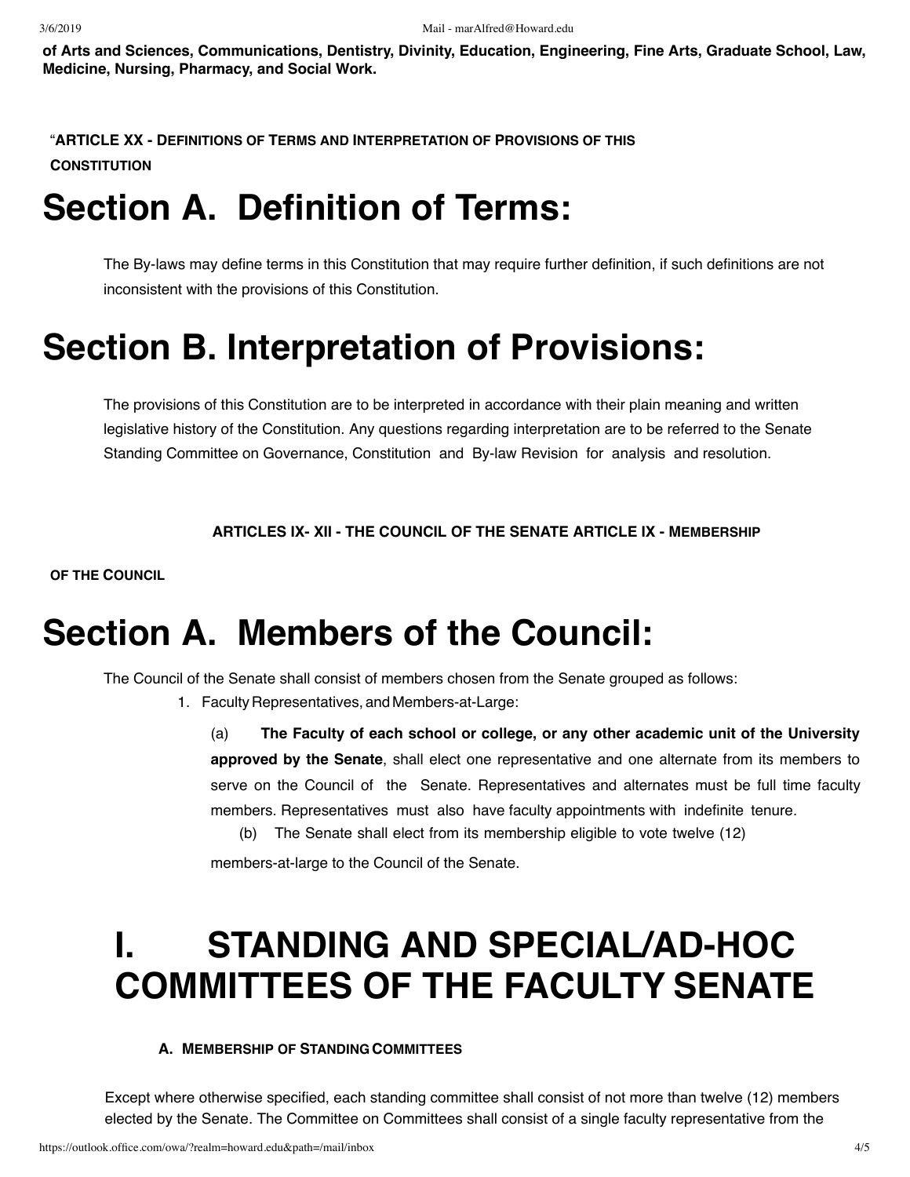**of Arts and Sciences, Communications, Dentistry, Divinity, Education, Engineering, Fine Arts, Graduate School, Law, Medicine, Nursing, Pharmacy, and Social Work.**

"**ARTICLE XX - DEFINITIONS OF TERMS AND INTERPRETATION OF PROVISIONS OF THIS CONSTITUTION**

# Section A. Definition of Terms:

The By-laws may define terms in this Constitution that may require further definition, if such definitions are not inconsistent with the provisions of this Constitution.

# Section B. Interpretation of Provisions:

The provisions of this Constitution are to be interpreted in accordance with their plain meaning and written legislative history of the Constitution. Any questions regarding interpretation are to be referred to the Senate Standing Committee on Governance, Constitution and By-law Revision for analysis and resolution.

**ARTICLES IX- XII - THE COUNCIL OF THE SENATE ARTICLE IX - MEMBERSHIP OF THE COUNCIL**

# Section A. Members of the Council:

The Council of the Senate shall consist of members chosen from the Senate grouped as follows:

1. Faculty Representatives, and Members-at-Large:

   (a) **The Faculty of each school or college, or any other academic unit of the University approved by the Senate**, shall elect one representative and one alternate from its members to serve on the Council of the Senate. Representatives and alternates must be full time faculty members. Representatives must also have faculty appointments with indefinite tenure.

   (b) The Senate shall elect from its membership eligible to vote twelve (12) members-at-large to the Council of the Senate.

# I. STANDING AND SPECIAL/AD-HOC COMMITTEES OF THE FACULTY SENATE

**A. MEMBERSHIP OF STANDING COMMITTEES**

Except where otherwise specified, each standing committee shall consist of not more than twelve (12) members elected by the Senate. The Committee on Committees shall consist of a single faculty representative from the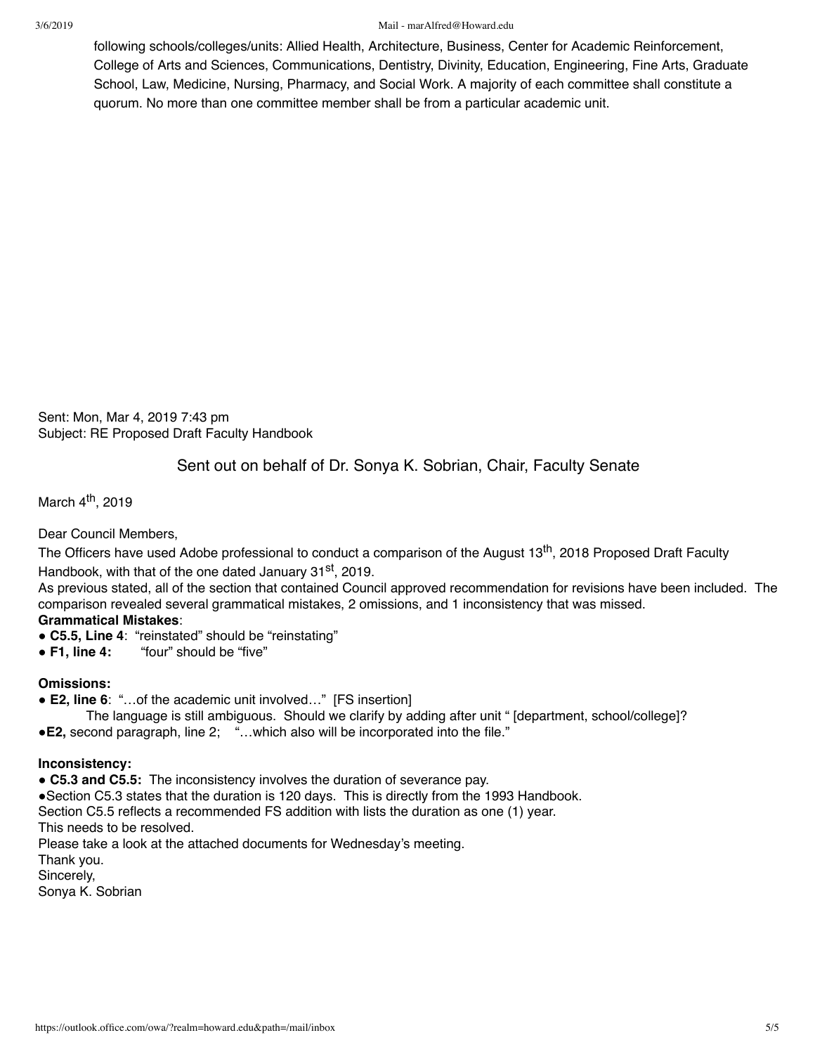following schools/colleges/units: Allied Health, Architecture, Business, Center for Academic Reinforcement, College of Arts and Sciences, Communications, Dentistry, Divinity, Education, Engineering, Fine Arts, Graduate School, Law, Medicine, Nursing, Pharmacy, and Social Work. A majority of each committee shall constitute a quorum. No more than one committee member shall be from a particular academic unit.

Sent: Mon, Mar 4, 2019 7:43 pm
Subject: RE Proposed Draft Faculty Handbook

Sent out on behalf of Dr. Sonya K. Sobrian, Chair, Faculty Senate

March 4th, 2019

Dear Council Members,

The Officers have used Adobe professional to conduct a comparison of the August 13th, 2018 Proposed Draft Faculty Handbook, with that of the one dated January 31st, 2019.

As previous stated, all of the section that contained Council approved recommendation for revisions have been included. The comparison revealed several grammatical mistakes, 2 omissions, and 1 inconsistency that was missed.

**Grammatical Mistakes**:

- **C5.5, Line 4**: "reinstated" should be "reinstating"
- **F1, line 4:** "four" should be "five"

**Omissions:**

- **E2, line 6**: "…of the academic unit involved…" [FS insertion]
  The language is still ambiguous. Should we clarify by adding after unit " [department, school/college]?
- **E2,** second paragraph, line 2; "…which also will be incorporated into the file."

**Inconsistency:**

- **C5.3 and C5.5:** The inconsistency involves the duration of severance pay.
- Section C5.3 states that the duration is 120 days. This is directly from the 1993 Handbook.

Section C5.5 reflects a recommended FS addition with lists the duration as one (1) year.

This needs to be resolved.

Please take a look at the attached documents for Wednesday's meeting.

Thank you.

Sincerely,

Sonya K. Sobrian